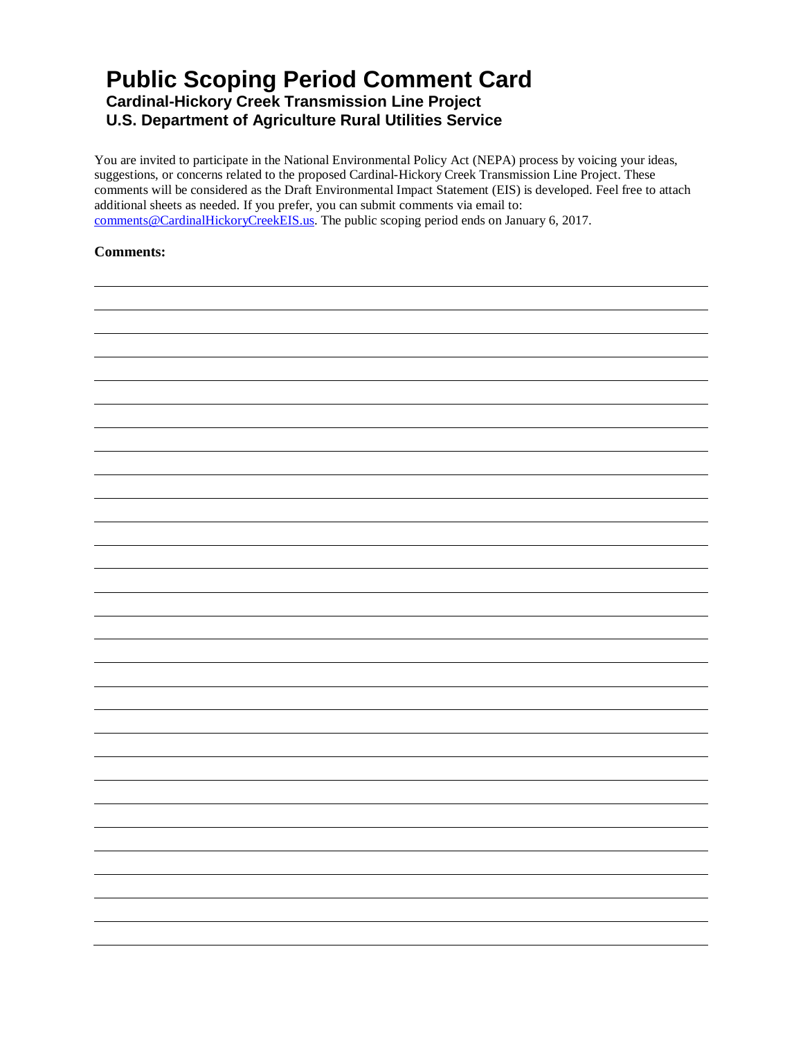# Public Scoping Period Comment Card

## Cardinal-Hickory Creek Transmission Line Project

## U.S. Department of Agriculture Rural Utilities Service

You are invited to participate in the National Environmental Policy Act (NEPA) process by voicing your ideas, suggestions, or concerns related to the proposed Cardinal-Hickory Creek Transmission Line Project. These comments will be considered as the Draft Environmental Impact Statement (EIS) is developed. Feel free to attach additional sheets as needed. If you prefer, you can submit comments via email to: comments@CardinalHickoryCreekEIS.us. The public scoping period ends on January 6, 2017.

**Comments:**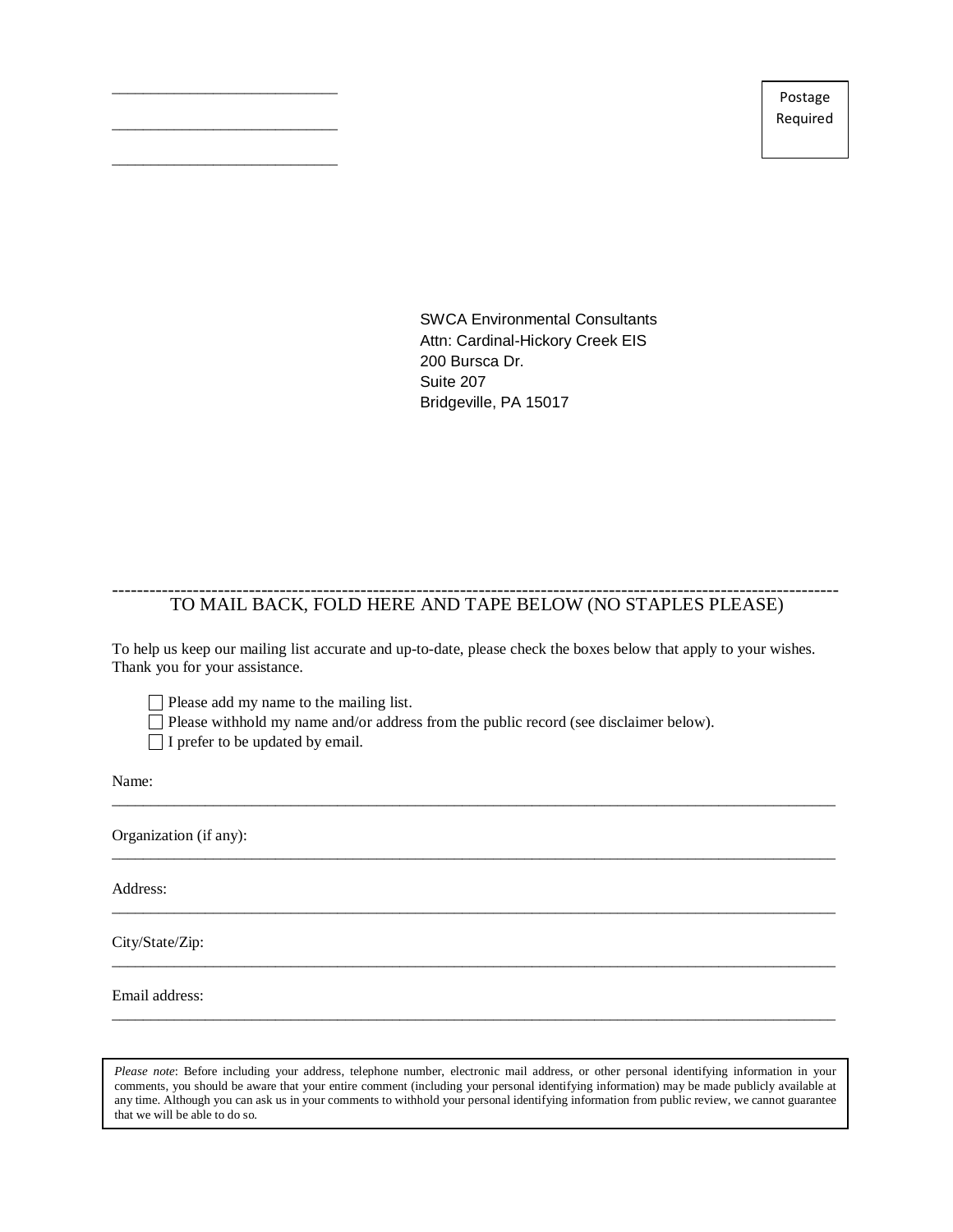\_\_\_\_\_\_\_\_\_\_\_\_\_\_\_\_\_\_\_\_\_\_\_\_\_\_\_\_

\_\_\_\_\_\_\_\_\_\_\_\_\_\_\_\_\_\_\_\_\_\_\_\_\_\_\_\_

\_\_\_\_\_\_\_\_\_\_\_\_\_\_\_\_\_\_\_\_\_\_\_\_\_\_\_\_

Postage Required

SWCA Environmental Consultants
Attn: Cardinal-Hickory Creek EIS
200 Bursca Dr.
Suite 207
Bridgeville, PA 15017

---

TO MAIL BACK, FOLD HERE AND TAPE BELOW (NO STAPLES PLEASE)

To help us keep our mailing list accurate and up-to-date, please check the boxes below that apply to your wishes. Thank you for your assistance.

- ☐ Please add my name to the mailing list.
- ☐ Please withhold my name and/or address from the public record (see disclaimer below).
- ☐ I prefer to be updated by email.

Name: \_\_\_\_\_\_\_\_\_\_\_\_\_\_\_\_\_\_\_\_\_\_\_\_\_\_\_\_\_\_\_\_\_\_\_\_\_\_\_\_

Organization (if any): \_\_\_\_\_\_\_\_\_\_\_\_\_\_\_\_\_\_\_\_\_\_\_\_\_\_\_\_\_\_\_\_\_\_\_\_\_\_\_\_

Address: \_\_\_\_\_\_\_\_\_\_\_\_\_\_\_\_\_\_\_\_\_\_\_\_\_\_\_\_\_\_\_\_\_\_\_\_\_\_\_\_

City/State/Zip: \_\_\_\_\_\_\_\_\_\_\_\_\_\_\_\_\_\_\_\_\_\_\_\_\_\_\_\_\_\_\_\_\_\_\_\_\_\_\_\_

Email address: \_\_\_\_\_\_\_\_\_\_\_\_\_\_\_\_\_\_\_\_\_\_\_\_\_\_\_\_\_\_\_\_\_\_\_\_\_\_\_\_

*Please note*: Before including your address, telephone number, electronic mail address, or other personal identifying information in your comments, you should be aware that your entire comment (including your personal identifying information) may be made publicly available at any time. Although you can ask us in your comments to withhold your personal identifying information from public review, we cannot guarantee that we will be able to do so.